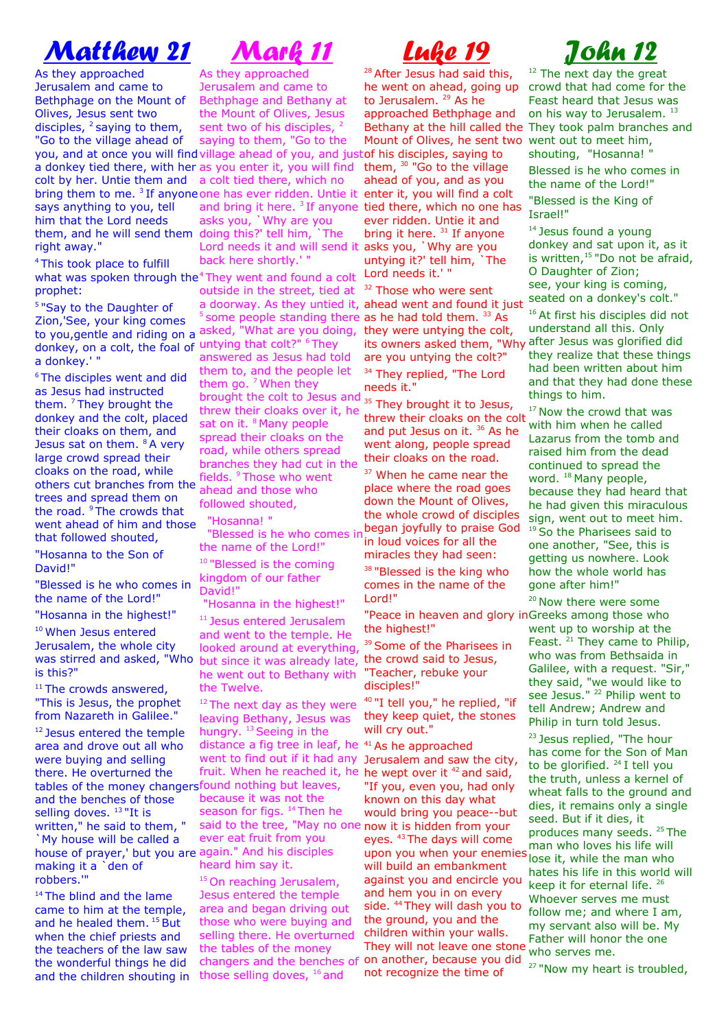# Matthew 21

As they approached Jerusalem and came to Bethphage on the Mount of Olives, Jesus sent two disciples, [2] saying to them, "Go to the village ahead of you, and at once you will find a donkey tied there, with her colt by her. Untie them and bring them to me. [3] If anyone says anything to you, tell him that the Lord needs them, and he will send them right away."

[4] This took place to fulfill what was spoken through the prophet:

[5] "Say to the Daughter of Zion,'See, your king comes to you,gentle and riding on a donkey, on a colt, the foal of a donkey.' "

[6] The disciples went and did as Jesus had instructed them. [7] They brought the donkey and the colt, placed their cloaks on them, and Jesus sat on them. [8] A very large crowd spread their cloaks on the road, while others cut branches from the trees and spread them on the road. [9] The crowds that went ahead of him and those that followed shouted,

"Hosanna to the Son of David!"

"Blessed is he who comes in the name of the Lord!"

"Hosanna in the highest!"

[10] When Jesus entered Jerusalem, the whole city was stirred and asked, "Who is this?"

[11] The crowds answered, "This is Jesus, the prophet from Nazareth in Galilee."

[12] Jesus entered the temple area and drove out all who were buying and selling there. He overturned the tables of the money changers and the benches of those selling doves. [13] "It is written," he said to them, " `My house will be called a house of prayer,' but you are making it a `den of robbers.'"

[14] The blind and the lame came to him at the temple, and he healed them. [15] But when the chief priests and the teachers of the law saw the wonderful things he did and the children shouting in

# Mark 11

As they approached Jerusalem and came to Bethphage and Bethany at the Mount of Olives, Jesus sent two of his disciples, [2] saying to them, "Go to the village ahead of you, and just as you enter it, you will find a colt tied there, which no one has ever ridden. Untie it and bring it here. [3] If anyone asks you, `Why are you doing this?' tell him, `The Lord needs it and will send it back here shortly.' "

[4] They went and found a colt outside in the street, tied at a doorway. As they untied it, [5] some people standing there asked, "What are you doing, untying that colt?" [6] They answered as Jesus had told them to, and the people let them go. [7] When they brought the colt to Jesus and threw their cloaks over it, he sat on it. [8] Many people spread their cloaks on the road, while others spread branches they had cut in the fields. [9] Those who went ahead and those who followed shouted,

"Hosanna! "

"Blessed is he who comes in the name of the Lord!"

[10] "Blessed is the coming kingdom of our father David!"

"Hosanna in the highest!"

[11] Jesus entered Jerusalem and went to the temple. He looked around at everything, but since it was already late, he went out to Bethany with the Twelve.

[12] The next day as they were leaving Bethany, Jesus was hungry. [13] Seeing in the distance a fig tree in leaf, he went to find out if it had any fruit. When he reached it, he found nothing but leaves, because it was not the season for figs. [14] Then he said to the tree, "May no one ever eat fruit from you again." And his disciples heard him say it.

[15] On reaching Jerusalem, Jesus entered the temple area and began driving out those who were buying and selling there. He overturned the tables of the money changers and the benches of those selling doves, [16] and

# Luke 19

[28] After Jesus had said this, he went on ahead, going up to Jerusalem. [29] As he approached Bethphage and Bethany at the hill called the Mount of Olives, he sent two of his disciples, saying to them, [30] "Go to the village ahead of you, and as you enter it, you will find a colt tied there, which no one has ever ridden. Untie it and bring it here. [31] If anyone asks you, `Why are you untying it?' tell him, `The Lord needs it.' "

[32] Those who were sent ahead went and found it just as he had told them. [33] As they were untying the colt, its owners asked them, "Why are you untying the colt?"

[34] They replied, "The Lord needs it."

[35] They brought it to Jesus, threw their cloaks on the colt and put Jesus on it. [36] As he went along, people spread their cloaks on the road.

[37] When he came near the place where the road goes down the Mount of Olives, the whole crowd of disciples began joyfully to praise God in loud voices for all the miracles they had seen:

[38] "Blessed is the king who comes in the name of the Lord!"

"Peace in heaven and glory in the highest!"

[39] Some of the Pharisees in the crowd said to Jesus, "Teacher, rebuke your disciples!"

[40] "I tell you," he replied, "if they keep quiet, the stones will cry out."

[41] As he approached Jerusalem and saw the city, he wept over it [42] and said, "If you, even you, had only known on this day what would bring you peace--but now it is hidden from your eyes. [43] The days will come upon you when your enemies will build an embankment against you and encircle you and hem you in on every side. [44] They will dash you to the ground, you and the children within your walls. They will not leave one stone on another, because you did not recognize the time of

# John 12

[12] The next day the great crowd that had come for the Feast heard that Jesus was on his way to Jerusalem. [13] They took palm branches and went out to meet him, shouting, "Hosanna! "

Blessed is he who comes in the name of the Lord!"

"Blessed is the King of Israel!"

[14] Jesus found a young donkey and sat upon it, as it is written, [15] "Do not be afraid, O Daughter of Zion; see, your king is coming, seated on a donkey's colt."

[16] At first his disciples did not understand all this. Only after Jesus was glorified did they realize that these things had been written about him and that they had done these things to him.

[17] Now the crowd that was with him when he called Lazarus from the tomb and raised him from the dead continued to spread the word. [18] Many people, because they had heard that he had given this miraculous sign, went out to meet him. [19] So the Pharisees said to one another, "See, this is getting us nowhere. Look how the whole world has gone after him!"

[20] Now there were some Greeks among those who went up to worship at the Feast. [21] They came to Philip, who was from Bethsaida in Galilee, with a request. "Sir," they said, "we would like to see Jesus." [22] Philip went to tell Andrew; Andrew and Philip in turn told Jesus.

[23] Jesus replied, "The hour has come for the Son of Man to be glorified. [24] I tell you the truth, unless a kernel of wheat falls to the ground and dies, it remains only a single seed. But if it dies, it produces many seeds. [25] The man who loves his life will lose it, while the man who hates his life in this world will keep it for eternal life. [26] Whoever serves me must follow me; and where I am, my servant also will be. My Father will honor the one who serves me.

[27] "Now my heart is troubled,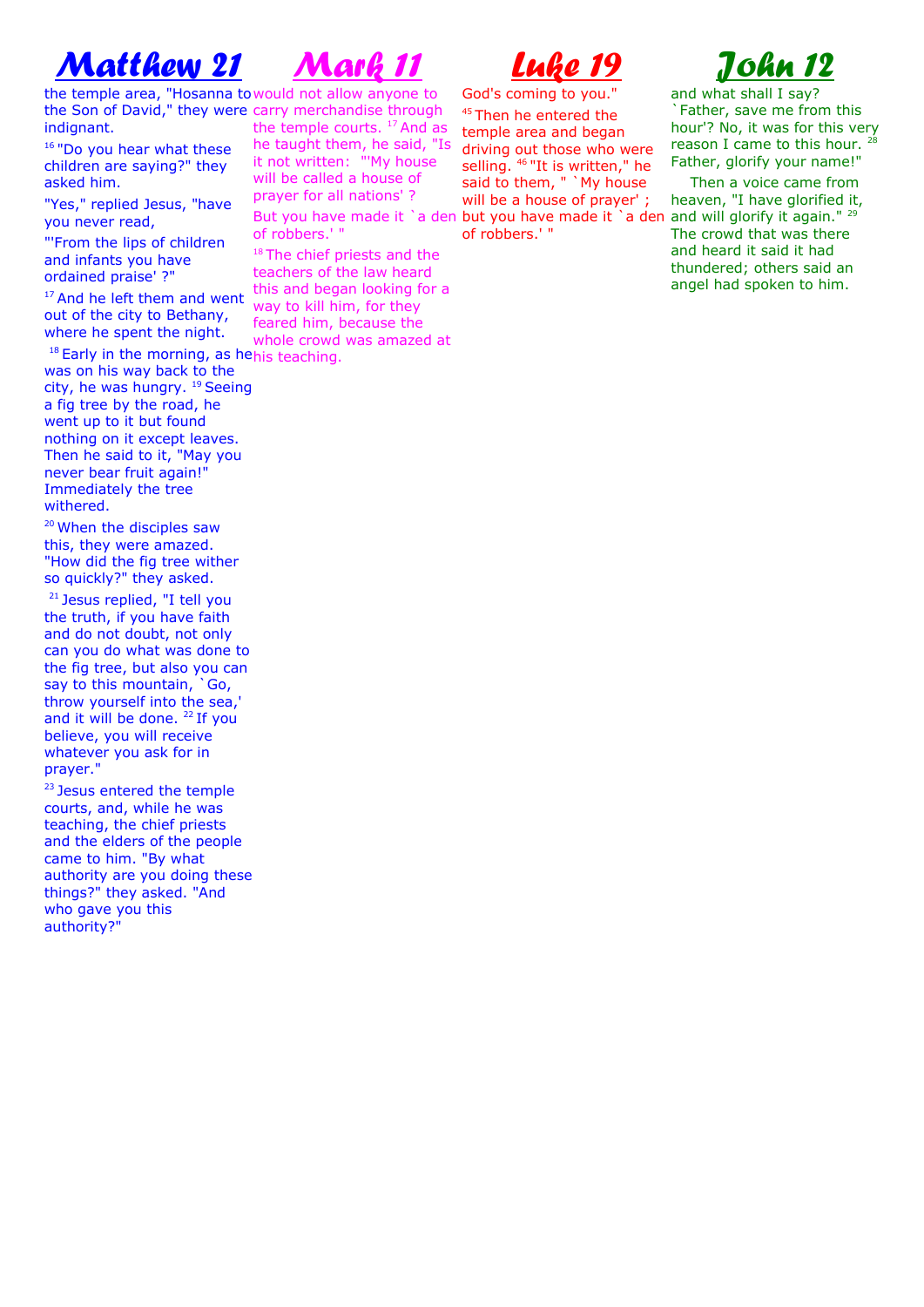## Matthew 21

the temple area, "Hosanna to the Son of David," they were indignant.

[16] "Do you hear what these children are saying?" they asked him.

"Yes," replied Jesus, "have you never read,

"'From the lips of children and infants you have ordained praise' ?"

[17] And he left them and went out of the city to Bethany, where he spent the night.

[18] Early in the morning, as he was on his way back to the city, he was hungry. [19] Seeing a fig tree by the road, he went up to it but found nothing on it except leaves. Then he said to it, "May you never bear fruit again!" Immediately the tree withered.

[20] When the disciples saw this, they were amazed. "How did the fig tree wither so quickly?" they asked.

[21] Jesus replied, "I tell you the truth, if you have faith and do not doubt, not only can you do what was done to the fig tree, but also you can say to this mountain, `Go, throw yourself into the sea,' and it will be done. [22] If you believe, you will receive whatever you ask for in prayer."

[23] Jesus entered the temple courts, and, while he was teaching, the chief priests and the elders of the people came to him. "By what authority are you doing these things?" they asked. "And who gave you this authority?"

## Mark 11

would not allow anyone to carry merchandise through the temple courts. [17] And as he taught them, he said, "Is it not written: "'My house will be called a house of prayer for all nations' ? But you have made it `a den of robbers.' "

[18] The chief priests and the teachers of the law heard this and began looking for a way to kill him, for they feared him, because the whole crowd was amazed at his teaching.

## Luke 19

God's coming to you."

[45] Then he entered the temple area and began driving out those who were selling. [46] "It is written," he said to them, " `My house will be a house of prayer' ; but you have made it `a den of robbers.' "

## John 12

and what shall I say? `Father, save me from this hour'? No, it was for this very reason I came to this hour. [28] Father, glorify your name!"

Then a voice came from heaven, "I have glorified it, and will glorify it again." [29] The crowd that was there and heard it said it had thundered; others said an angel had spoken to him.